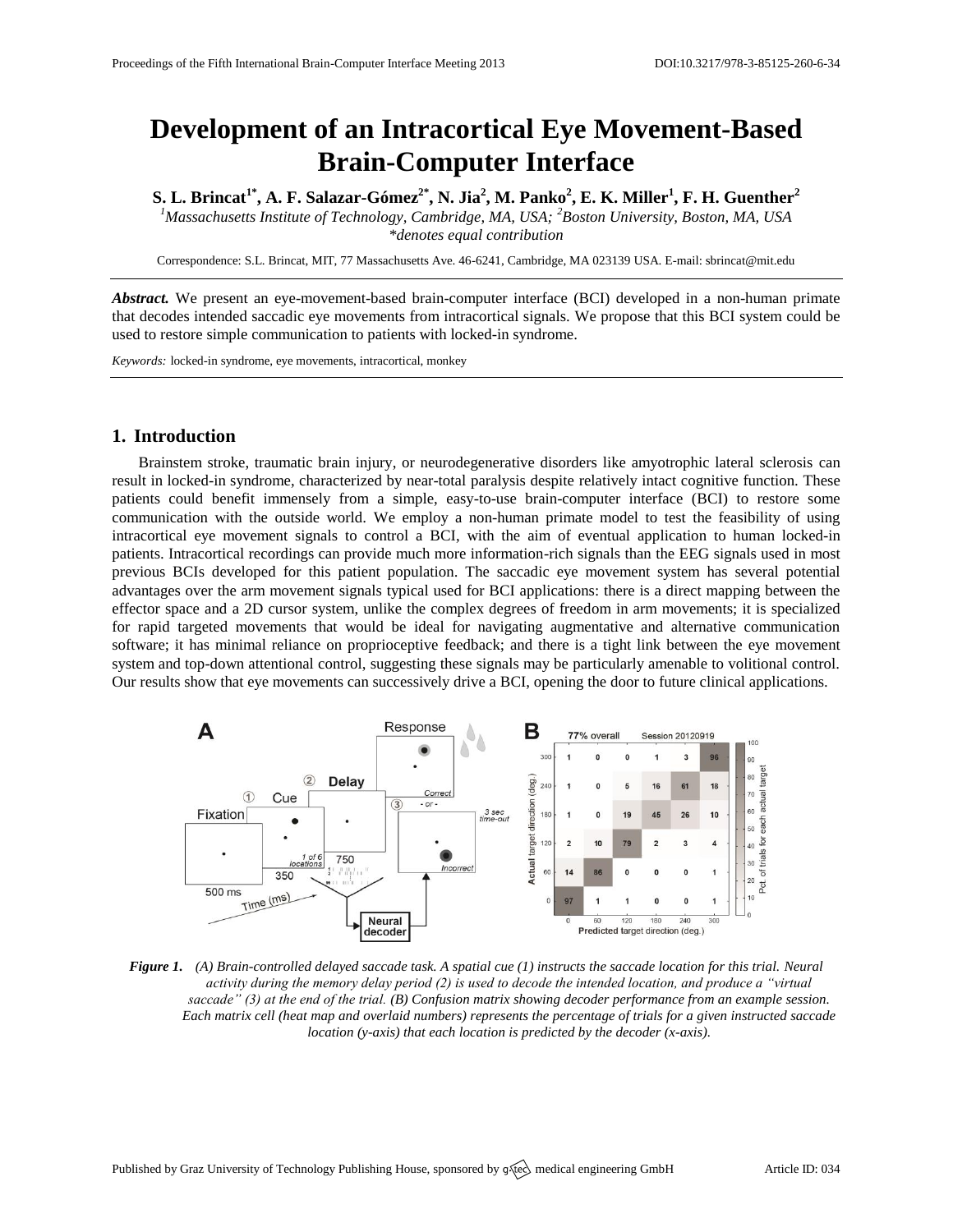# Development of an Intracortical Eye Movement-Based Brain-Computer Interface

**S. L. Brincat[1*], A. F. Salazar-Gómez[2*], N. Jia[2], M. Panko[2], E. K. Miller[1], F. H. Guenther[2]**

*[1]Massachusetts Institute of Technology, Cambridge, MA, USA; [2]Boston University, Boston, MA, USA*
*\*denotes equal contribution*

Correspondence: S.L. Brincat, MIT, 77 Massachusetts Ave. 46-6241, Cambridge, MA 023139 USA. E-mail: sbrincat@mit.edu

***Abstract.*** We present an eye-movement-based brain-computer interface (BCI) developed in a non-human primate that decodes intended saccadic eye movements from intracortical signals. We propose that this BCI system could be used to restore simple communication to patients with locked-in syndrome.

*Keywords:* locked-in syndrome, eye movements, intracortical, monkey

## 1. Introduction

Brainstem stroke, traumatic brain injury, or neurodegenerative disorders like amyotrophic lateral sclerosis can result in locked-in syndrome, characterized by near-total paralysis despite relatively intact cognitive function. These patients could benefit immensely from a simple, easy-to-use brain-computer interface (BCI) to restore some communication with the outside world. We employ a non-human primate model to test the feasibility of using intracortical eye movement signals to control a BCI, with the aim of eventual application to human locked-in patients. Intracortical recordings can provide much more information-rich signals than the EEG signals used in most previous BCIs developed for this patient population. The saccadic eye movement system has several potential advantages over the arm movement signals typical used for BCI applications: there is a direct mapping between the effector space and a 2D cursor system, unlike the complex degrees of freedom in arm movements; it is specialized for rapid targeted movements that would be ideal for navigating augmentative and alternative communication software; it has minimal reliance on proprioceptive feedback; and there is a tight link between the eye movement system and top-down attentional control, suggesting these signals may be particularly amenable to volitional control. Our results show that eye movements can successively drive a BCI, opening the door to future clinical applications.

***Figure 1.*** *(A) Brain-controlled delayed saccade task. A spatial cue (1) instructs the saccade location for this trial. Neural activity during the memory delay period (2) is used to decode the intended location, and produce a "virtual saccade" (3) at the end of the trial. (B) Confusion matrix showing decoder performance from an example session. Each matrix cell (heat map and overlaid numbers) represents the percentage of trials for a given instructed saccade location (y-axis) that each location is predicted by the decoder (x-axis).*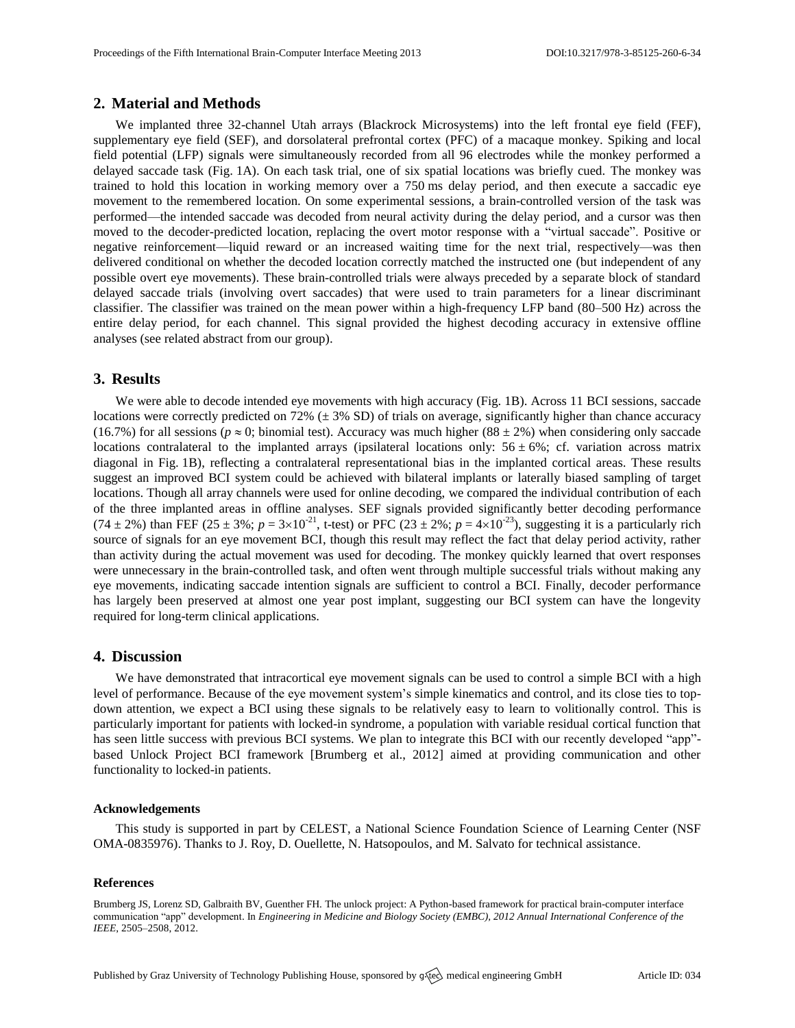## 2. Material and Methods

We implanted three 32-channel Utah arrays (Blackrock Microsystems) into the left frontal eye field (FEF), supplementary eye field (SEF), and dorsolateral prefrontal cortex (PFC) of a macaque monkey. Spiking and local field potential (LFP) signals were simultaneously recorded from all 96 electrodes while the monkey performed a delayed saccade task (Fig. 1A). On each task trial, one of six spatial locations was briefly cued. The monkey was trained to hold this location in working memory over a 750 ms delay period, and then execute a saccadic eye movement to the remembered location. On some experimental sessions, a brain-controlled version of the task was performed—the intended saccade was decoded from neural activity during the delay period, and a cursor was then moved to the decoder-predicted location, replacing the overt motor response with a "virtual saccade". Positive or negative reinforcement—liquid reward or an increased waiting time for the next trial, respectively—was then delivered conditional on whether the decoded location correctly matched the instructed one (but independent of any possible overt eye movements). These brain-controlled trials were always preceded by a separate block of standard delayed saccade trials (involving overt saccades) that were used to train parameters for a linear discriminant classifier. The classifier was trained on the mean power within a high-frequency LFP band (80–500 Hz) across the entire delay period, for each channel. This signal provided the highest decoding accuracy in extensive offline analyses (see related abstract from our group).

## 3. Results

We were able to decode intended eye movements with high accuracy (Fig. 1B). Across 11 BCI sessions, saccade locations were correctly predicted on 72% ($\pm$ 3% SD) of trials on average, significantly higher than chance accuracy (16.7%) for all sessions ($p \approx 0$; binomial test). Accuracy was much higher ($88 \pm 2\%$) when considering only saccade locations contralateral to the implanted arrays (ipsilateral locations only: $56 \pm 6\%$; cf. variation across matrix diagonal in Fig. 1B), reflecting a contralateral representational bias in the implanted cortical areas. These results suggest an improved BCI system could be achieved with bilateral implants or laterally biased sampling of target locations. Though all array channels were used for online decoding, we compared the individual contribution of each of the three implanted areas in offline analyses. SEF signals provided significantly better decoding performance ($74 \pm 2\%$) than FEF ($25 \pm 3\%$; $p = 3\times10^{-21}$, t-test) or PFC ($23 \pm 2\%$; $p = 4\times10^{-23}$), suggesting it is a particularly rich source of signals for an eye movement BCI, though this result may reflect the fact that delay period activity, rather than activity during the actual movement was used for decoding. The monkey quickly learned that overt responses were unnecessary in the brain-controlled task, and often went through multiple successful trials without making any eye movements, indicating saccade intention signals are sufficient to control a BCI. Finally, decoder performance has largely been preserved at almost one year post implant, suggesting our BCI system can have the longevity required for long-term clinical applications.

## 4. Discussion

We have demonstrated that intracortical eye movement signals can be used to control a simple BCI with a high level of performance. Because of the eye movement system's simple kinematics and control, and its close ties to top-down attention, we expect a BCI using these signals to be relatively easy to learn to volitionally control. This is particularly important for patients with locked-in syndrome, a population with variable residual cortical function that has seen little success with previous BCI systems. We plan to integrate this BCI with our recently developed "app"-based Unlock Project BCI framework [Brumberg et al., 2012] aimed at providing communication and other functionality to locked-in patients.

#### Acknowledgements

This study is supported in part by CELEST, a National Science Foundation Science of Learning Center (NSF OMA-0835976). Thanks to J. Roy, D. Ouellette, N. Hatsopoulos, and M. Salvato for technical assistance.

#### References

Brumberg JS, Lorenz SD, Galbraith BV, Guenther FH. The unlock project: A Python-based framework for practical brain-computer interface communication "app" development. In *Engineering in Medicine and Biology Society (EMBC), 2012 Annual International Conference of the IEEE*, 2505–2508, 2012.